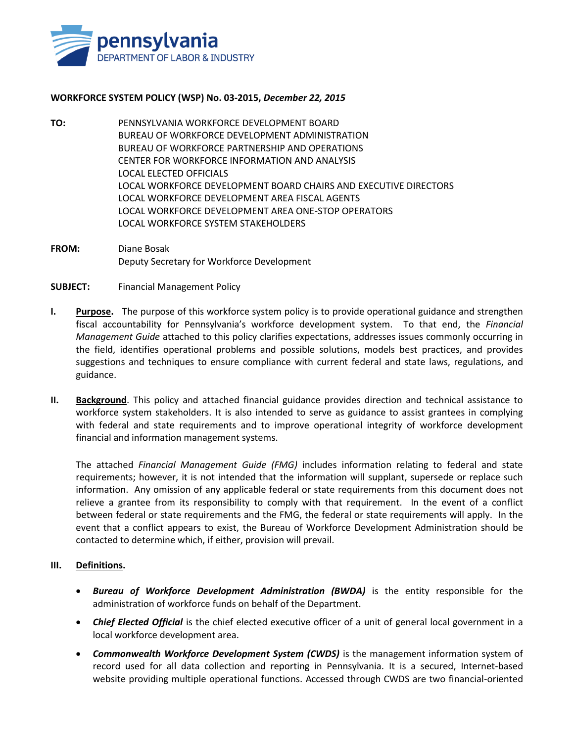pennsylvania
DEPARTMENT OF LABOR & INDUSTRY

**WORKFORCE SYSTEM POLICY (WSP) No. 03-2015, *December 22, 2015***

**TO:** PENNSYLVANIA WORKFORCE DEVELOPMENT BOARD
BUREAU OF WORKFORCE DEVELOPMENT ADMINISTRATION
BUREAU OF WORKFORCE PARTNERSHIP AND OPERATIONS
CENTER FOR WORKFORCE INFORMATION AND ANALYSIS
LOCAL ELECTED OFFICIALS
LOCAL WORKFORCE DEVELOPMENT BOARD CHAIRS AND EXECUTIVE DIRECTORS
LOCAL WORKFORCE DEVELOPMENT AREA FISCAL AGENTS
LOCAL WORKFORCE DEVELOPMENT AREA ONE-STOP OPERATORS
LOCAL WORKFORCE SYSTEM STAKEHOLDERS

**FROM:** Diane Bosak
Deputy Secretary for Workforce Development

**SUBJECT:** Financial Management Policy

**I. Purpose.** The purpose of this workforce system policy is to provide operational guidance and strengthen fiscal accountability for Pennsylvania's workforce development system. To that end, the *Financial Management Guide* attached to this policy clarifies expectations, addresses issues commonly occurring in the field, identifies operational problems and possible solutions, models best practices, and provides suggestions and techniques to ensure compliance with current federal and state laws, regulations, and guidance.

**II. Background**. This policy and attached financial guidance provides direction and technical assistance to workforce system stakeholders. It is also intended to serve as guidance to assist grantees in complying with federal and state requirements and to improve operational integrity of workforce development financial and information management systems.

The attached *Financial Management Guide (FMG)* includes information relating to federal and state requirements; however, it is not intended that the information will supplant, supersede or replace such information. Any omission of any applicable federal or state requirements from this document does not relieve a grantee from its responsibility to comply with that requirement. In the event of a conflict between federal or state requirements and the FMG, the federal or state requirements will apply. In the event that a conflict appears to exist, the Bureau of Workforce Development Administration should be contacted to determine which, if either, provision will prevail.

**III. Definitions.**

- ***Bureau of Workforce Development Administration (BWDA)*** is the entity responsible for the administration of workforce funds on behalf of the Department.
- ***Chief Elected Official*** is the chief elected executive officer of a unit of general local government in a local workforce development area.
- ***Commonwealth Workforce Development System (CWDS)*** is the management information system of record used for all data collection and reporting in Pennsylvania. It is a secured, Internet-based website providing multiple operational functions. Accessed through CWDS are two financial-oriented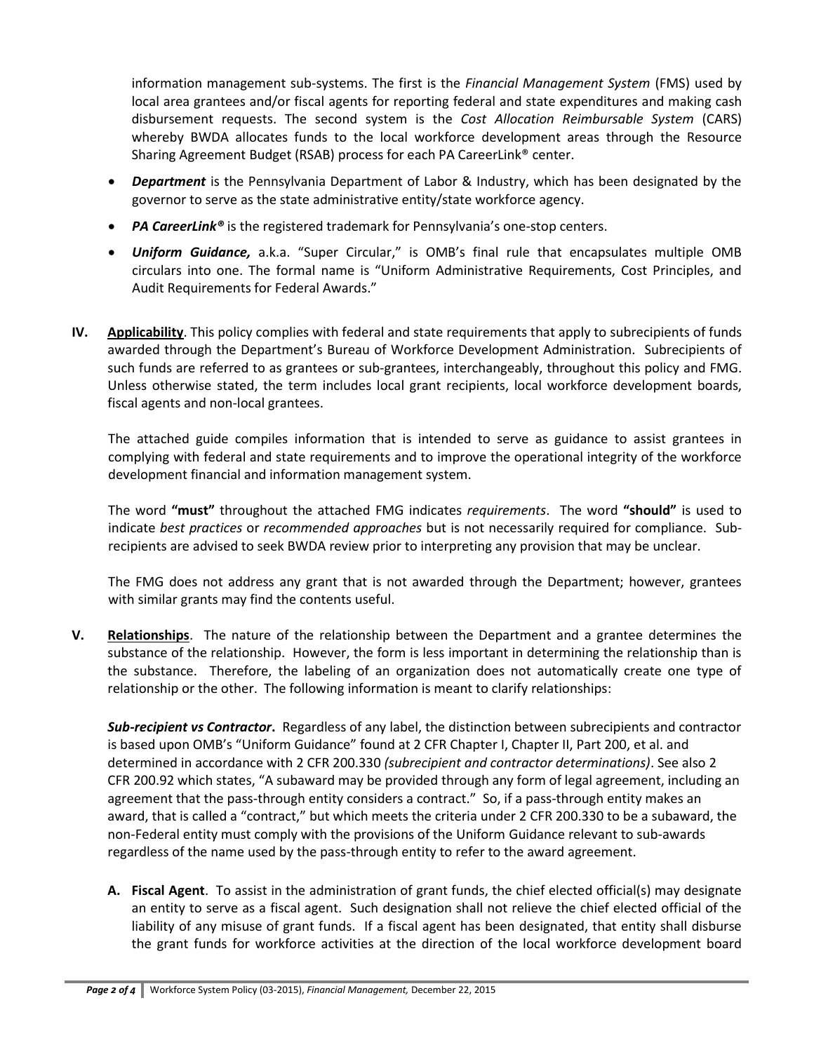information management sub-systems. The first is the *Financial Management System* (FMS) used by local area grantees and/or fiscal agents for reporting federal and state expenditures and making cash disbursement requests. The second system is the *Cost Allocation Reimbursable System* (CARS) whereby BWDA allocates funds to the local workforce development areas through the Resource Sharing Agreement Budget (RSAB) process for each PA CareerLink® center.

- ***Department*** is the Pennsylvania Department of Labor & Industry, which has been designated by the governor to serve as the state administrative entity/state workforce agency.
- ***PA CareerLink®*** is the registered trademark for Pennsylvania's one-stop centers.
- ***Uniform Guidance,*** a.k.a. "Super Circular," is OMB's final rule that encapsulates multiple OMB circulars into one. The formal name is "Uniform Administrative Requirements, Cost Principles, and Audit Requirements for Federal Awards."

**IV. Applicability**. This policy complies with federal and state requirements that apply to subrecipients of funds awarded through the Department's Bureau of Workforce Development Administration. Subrecipients of such funds are referred to as grantees or sub-grantees, interchangeably, throughout this policy and FMG. Unless otherwise stated, the term includes local grant recipients, local workforce development boards, fiscal agents and non-local grantees.

The attached guide compiles information that is intended to serve as guidance to assist grantees in complying with federal and state requirements and to improve the operational integrity of the workforce development financial and information management system.

The word **"must"** throughout the attached FMG indicates *requirements*. The word **"should"** is used to indicate *best practices* or *recommended approaches* but is not necessarily required for compliance. Sub-recipients are advised to seek BWDA review prior to interpreting any provision that may be unclear.

The FMG does not address any grant that is not awarded through the Department; however, grantees with similar grants may find the contents useful.

**V. Relationships**. The nature of the relationship between the Department and a grantee determines the substance of the relationship. However, the form is less important in determining the relationship than is the substance. Therefore, the labeling of an organization does not automatically create one type of relationship or the other. The following information is meant to clarify relationships:

***Sub-recipient vs Contractor*****.** Regardless of any label, the distinction between subrecipients and contractor is based upon OMB's "Uniform Guidance" found at 2 CFR Chapter I, Chapter II, Part 200, et al. and determined in accordance with 2 CFR 200.330 *(subrecipient and contractor determinations)*. See also 2 CFR 200.92 which states, "A subaward may be provided through any form of legal agreement, including an agreement that the pass-through entity considers a contract." So, if a pass-through entity makes an award, that is called a "contract," but which meets the criteria under 2 CFR 200.330 to be a subaward, the non-Federal entity must comply with the provisions of the Uniform Guidance relevant to sub-awards regardless of the name used by the pass-through entity to refer to the award agreement.

**A. Fiscal Agent**. To assist in the administration of grant funds, the chief elected official(s) may designate an entity to serve as a fiscal agent. Such designation shall not relieve the chief elected official of the liability of any misuse of grant funds. If a fiscal agent has been designated, that entity shall disburse the grant funds for workforce activities at the direction of the local workforce development board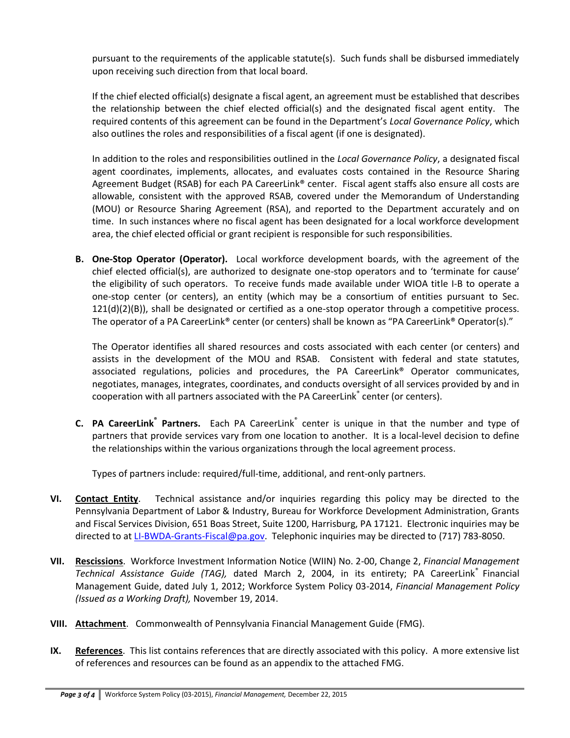pursuant to the requirements of the applicable statute(s). Such funds shall be disbursed immediately upon receiving such direction from that local board.

If the chief elected official(s) designate a fiscal agent, an agreement must be established that describes the relationship between the chief elected official(s) and the designated fiscal agent entity. The required contents of this agreement can be found in the Department's *Local Governance Policy*, which also outlines the roles and responsibilities of a fiscal agent (if one is designated).

In addition to the roles and responsibilities outlined in the *Local Governance Policy*, a designated fiscal agent coordinates, implements, allocates, and evaluates costs contained in the Resource Sharing Agreement Budget (RSAB) for each PA CareerLink® center. Fiscal agent staffs also ensure all costs are allowable, consistent with the approved RSAB, covered under the Memorandum of Understanding (MOU) or Resource Sharing Agreement (RSA), and reported to the Department accurately and on time. In such instances where no fiscal agent has been designated for a local workforce development area, the chief elected official or grant recipient is responsible for such responsibilities.

**B. One-Stop Operator (Operator).** Local workforce development boards, with the agreement of the chief elected official(s), are authorized to designate one-stop operators and to 'terminate for cause' the eligibility of such operators. To receive funds made available under WIOA title I-B to operate a one-stop center (or centers), an entity (which may be a consortium of entities pursuant to Sec. 121(d)(2)(B)), shall be designated or certified as a one-stop operator through a competitive process. The operator of a PA CareerLink® center (or centers) shall be known as "PA CareerLink® Operator(s)."

The Operator identifies all shared resources and costs associated with each center (or centers) and assists in the development of the MOU and RSAB. Consistent with federal and state statutes, associated regulations, policies and procedures, the PA CareerLink® Operator communicates, negotiates, manages, integrates, coordinates, and conducts oversight of all services provided by and in cooperation with all partners associated with the PA CareerLink® center (or centers).

**C. PA CareerLink® Partners.** Each PA CareerLink® center is unique in that the number and type of partners that provide services vary from one location to another. It is a local-level decision to define the relationships within the various organizations through the local agreement process.

Types of partners include: required/full-time, additional, and rent-only partners.

**VI. Contact Entity**. Technical assistance and/or inquiries regarding this policy may be directed to the Pennsylvania Department of Labor & Industry, Bureau for Workforce Development Administration, Grants and Fiscal Services Division, 651 Boas Street, Suite 1200, Harrisburg, PA 17121. Electronic inquiries may be directed to at LI-BWDA-Grants-Fiscal@pa.gov. Telephonic inquiries may be directed to (717) 783-8050.

**VII. Rescissions**. Workforce Investment Information Notice (WIIN) No. 2-00, Change 2, *Financial Management Technical Assistance Guide (TAG),* dated March 2, 2004, in its entirety; PA CareerLink® Financial Management Guide, dated July 1, 2012; Workforce System Policy 03-2014, *Financial Management Policy (Issued as a Working Draft),* November 19, 2014.

**VIII. Attachment**. Commonwealth of Pennsylvania Financial Management Guide (FMG).

**IX. References**. This list contains references that are directly associated with this policy. A more extensive list of references and resources can be found as an appendix to the attached FMG.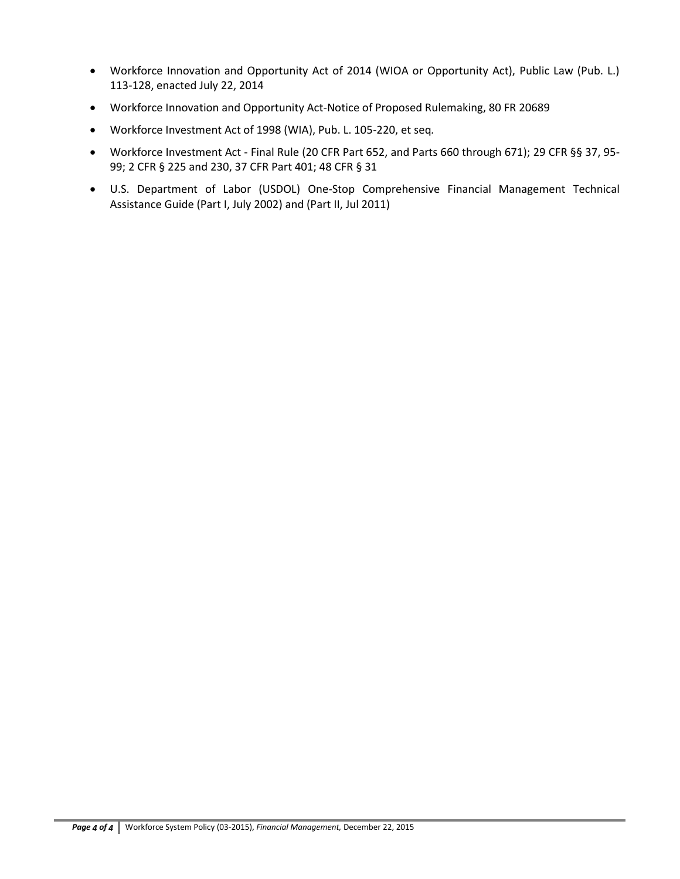- Workforce Innovation and Opportunity Act of 2014 (WIOA or Opportunity Act), Public Law (Pub. L.) 113-128, enacted July 22, 2014
- Workforce Innovation and Opportunity Act-Notice of Proposed Rulemaking, 80 FR 20689
- Workforce Investment Act of 1998 (WIA), Pub. L. 105-220, et seq.
- Workforce Investment Act - Final Rule (20 CFR Part 652, and Parts 660 through 671); 29 CFR §§ 37, 95-99; 2 CFR § 225 and 230, 37 CFR Part 401; 48 CFR § 31
- U.S. Department of Labor (USDOL) One-Stop Comprehensive Financial Management Technical Assistance Guide (Part I, July 2002) and (Part II, Jul 2011)